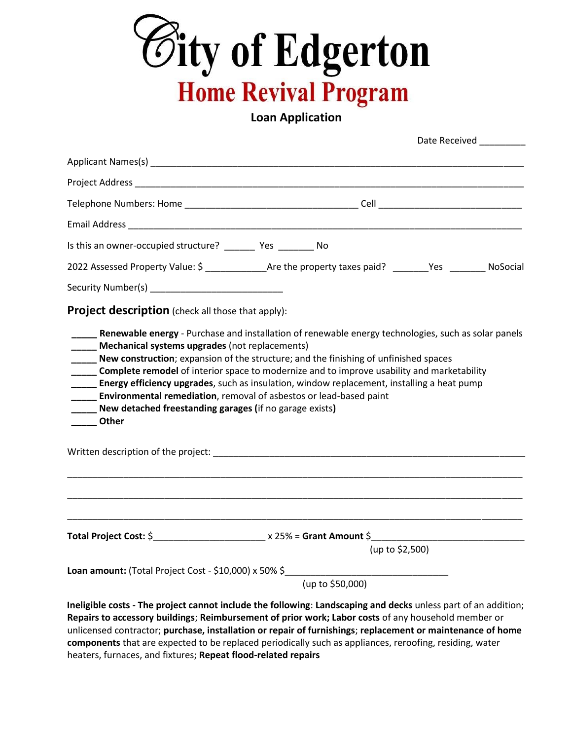# City of Edgerton

## Home Revival Program

### Loan Application

Date Received _________

Applicant Names(s) ___________________________________________________________________________

Project Address _____________________________________________________________________________

Telephone Numbers: Home _________________________________ Cell ___________________________

Email Address _______________________________________________________________________________

Is this an owner-occupied structure? ______ Yes _______ No

2022 Assessed Property Value: $ ____________Are the property taxes paid? _______Yes _______ NoSocial

Security Number(s) __________________________

**Project description** (check all those that apply):

_____ **Renewable energy** - Purchase and installation of renewable energy technologies, such as solar panels
_____ **Mechanical systems upgrades** (not replacements)
_____ **New construction**; expansion of the structure; and the finishing of unfinished spaces
_____ **Complete remodel** of interior space to modernize and to improve usability and marketability
_____ **Energy efficiency upgrades**, such as insulation, window replacement, installing a heat pump
_____ **Environmental remediation**, removal of asbestos or lead-based paint
_____ **New detached freestanding garages (**if no garage exists**)**
_____ **Other**

Written description of the project: ______________________________________________________________

___________________________________________________________________________________________

___________________________________________________________________________________________

___________________________________________________________________________________________

**Total Project Cost:** $______________________ x 25% = **Grant Amount** $______________________________
(up to $2,500)

**Loan amount:** (Total Project Cost - $10,000) x 50% $________________________________
(up to $50,000)

**Ineligible costs - The project cannot include the following**: **Landscaping and decks** unless part of an addition; **Repairs to accessory buildings**; **Reimbursement of prior work; Labor costs** of any household member or unlicensed contractor; **purchase, installation or repair of furnishings**; **replacement or maintenance of home components** that are expected to be replaced periodically such as appliances, reroofing, residing, water heaters, furnaces, and fixtures; **Repeat flood-related repairs**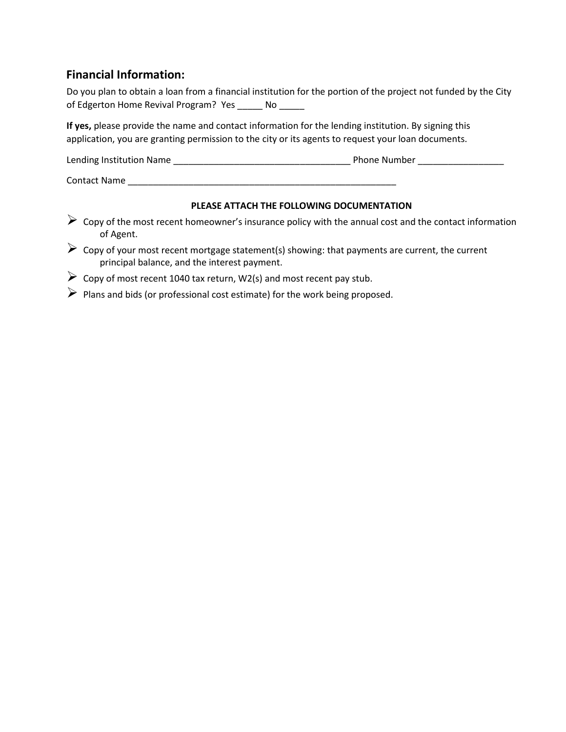## Financial Information:

Do you plan to obtain a loan from a financial institution for the portion of the project not funded by the City of Edgerton Home Revival Program? Yes _____ No _____

**If yes,** please provide the name and contact information for the lending institution. By signing this application, you are granting permission to the city or its agents to request your loan documents.

Lending Institution Name ___________________________________ Phone Number _________________

Contact Name ______________________________________________________

**PLEASE ATTACH THE FOLLOWING DOCUMENTATION**

- Copy of the most recent homeowner's insurance policy with the annual cost and the contact information of Agent.
- Copy of your most recent mortgage statement(s) showing: that payments are current, the current principal balance, and the interest payment.
- Copy of most recent 1040 tax return, W2(s) and most recent pay stub.
- Plans and bids (or professional cost estimate) for the work being proposed.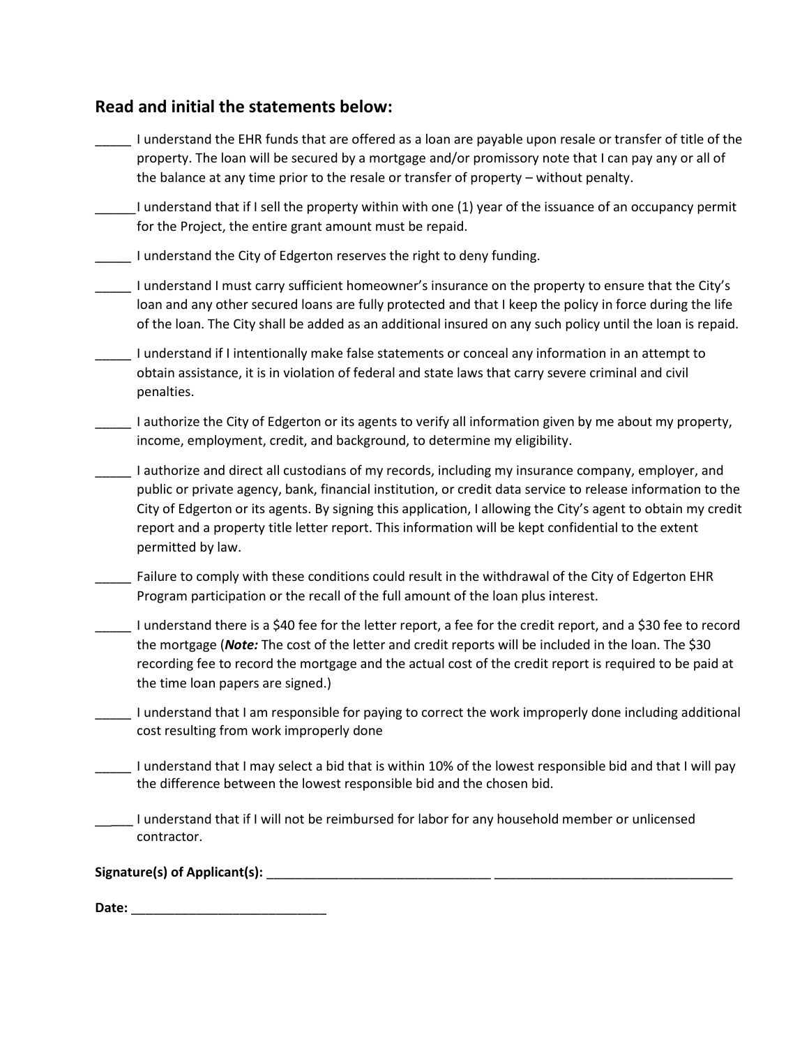## Read and initial the statements below:

_____ I understand the EHR funds that are offered as a loan are payable upon resale or transfer of title of the property. The loan will be secured by a mortgage and/or promissory note that I can pay any or all of the balance at any time prior to the resale or transfer of property – without penalty.

______I understand that if I sell the property within with one (1) year of the issuance of an occupancy permit for the Project, the entire grant amount must be repaid.

_____ I understand the City of Edgerton reserves the right to deny funding.

_____ I understand I must carry sufficient homeowner's insurance on the property to ensure that the City's loan and any other secured loans are fully protected and that I keep the policy in force during the life of the loan. The City shall be added as an additional insured on any such policy until the loan is repaid.

_____ I understand if I intentionally make false statements or conceal any information in an attempt to obtain assistance, it is in violation of federal and state laws that carry severe criminal and civil penalties.

_____ I authorize the City of Edgerton or its agents to verify all information given by me about my property, income, employment, credit, and background, to determine my eligibility.

_____ I authorize and direct all custodians of my records, including my insurance company, employer, and public or private agency, bank, financial institution, or credit data service to release information to the City of Edgerton or its agents. By signing this application, I allowing the City's agent to obtain my credit report and a property title letter report. This information will be kept confidential to the extent permitted by law.

_____ Failure to comply with these conditions could result in the withdrawal of the City of Edgerton EHR Program participation or the recall of the full amount of the loan plus interest.

_____ I understand there is a $40 fee for the letter report, a fee for the credit report, and a $30 fee to record the mortgage (***Note:*** The cost of the letter and credit reports will be included in the loan. The $30 recording fee to record the mortgage and the actual cost of the credit report is required to be paid at the time loan papers are signed.)

_____ I understand that I am responsible for paying to correct the work improperly done including additional cost resulting from work improperly done

_____ I understand that I may select a bid that is within 10% of the lowest responsible bid and that I will pay the difference between the lowest responsible bid and the chosen bid.

_____ I understand that if I will not be reimbursed for labor for any household member or unlicensed contractor.

**Signature(s) of Applicant(s):** _______________________________ _________________________________

**Date:** ___________________________